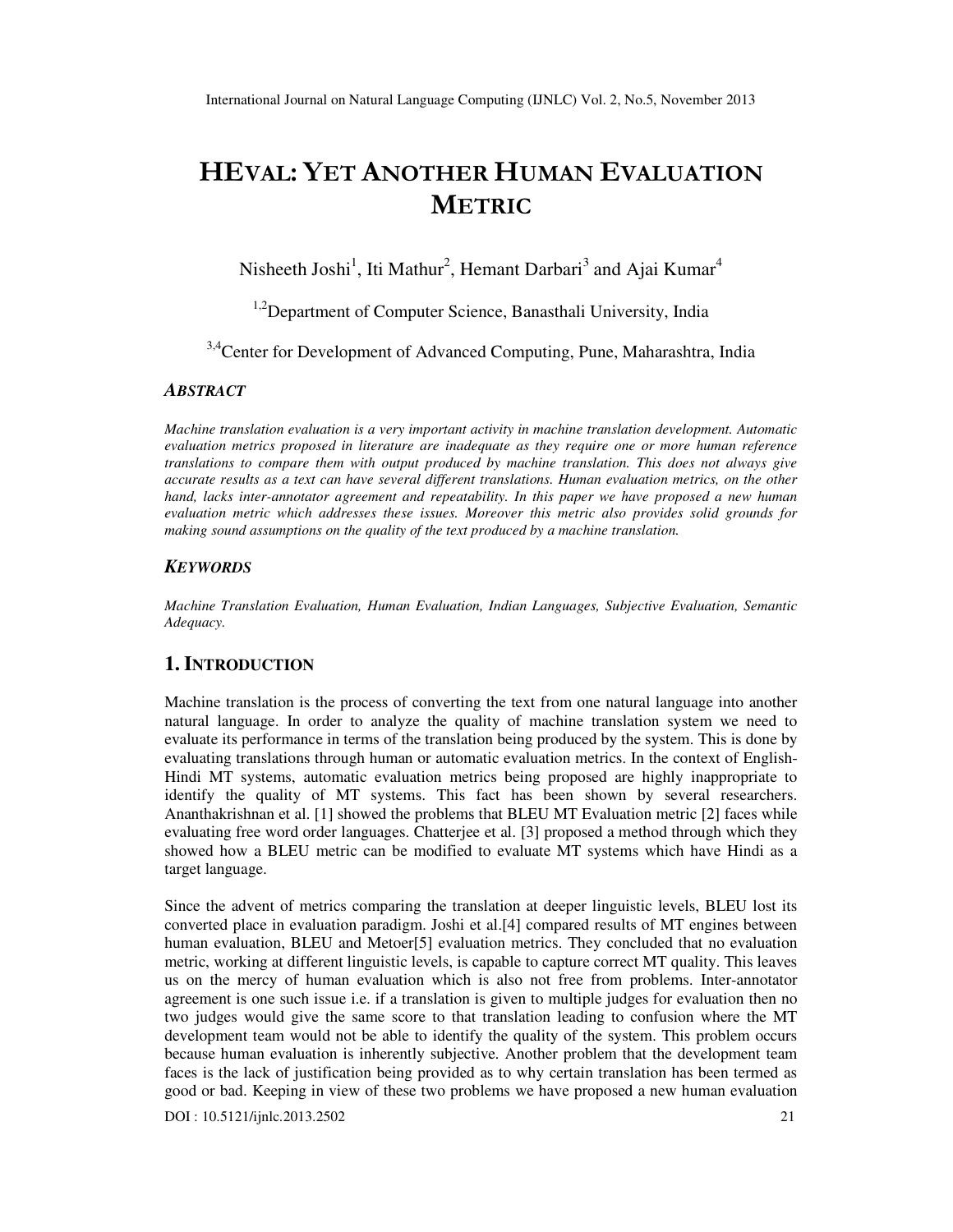# HEVAL: YET ANOTHER HUMAN EVALUATION METRIC

Nisheeth Joshi[1], Iti Mathur[2], Hemant Darbari[3] and Ajai Kumar[4]

[1,2]Department of Computer Science, Banasthali University, India

[3,4]Center for Development of Advanced Computing, Pune, Maharashtra, India

### *ABSTRACT*

*Machine translation evaluation is a very important activity in machine translation development. Automatic evaluation metrics proposed in literature are inadequate as they require one or more human reference translations to compare them with output produced by machine translation. This does not always give accurate results as a text can have several different translations. Human evaluation metrics, on the other hand, lacks inter-annotator agreement and repeatability. In this paper we have proposed a new human evaluation metric which addresses these issues. Moreover this metric also provides solid grounds for making sound assumptions on the quality of the text produced by a machine translation.*

### *KEYWORDS*

*Machine Translation Evaluation, Human Evaluation, Indian Languages, Subjective Evaluation, Semantic Adequacy.*

## 1. INTRODUCTION

Machine translation is the process of converting the text from one natural language into another natural language. In order to analyze the quality of machine translation system we need to evaluate its performance in terms of the translation being produced by the system. This is done by evaluating translations through human or automatic evaluation metrics. In the context of English-Hindi MT systems, automatic evaluation metrics being proposed are highly inappropriate to identify the quality of MT systems. This fact has been shown by several researchers. Ananthakrishnan et al. [1] showed the problems that BLEU MT Evaluation metric [2] faces while evaluating free word order languages. Chatterjee et al. [3] proposed a method through which they showed how a BLEU metric can be modified to evaluate MT systems which have Hindi as a target language.

Since the advent of metrics comparing the translation at deeper linguistic levels, BLEU lost its converted place in evaluation paradigm. Joshi et al.[4] compared results of MT engines between human evaluation, BLEU and Metoer[5] evaluation metrics. They concluded that no evaluation metric, working at different linguistic levels, is capable to capture correct MT quality. This leaves us on the mercy of human evaluation which is also not free from problems. Inter-annotator agreement is one such issue i.e. if a translation is given to multiple judges for evaluation then no two judges would give the same score to that translation leading to confusion where the MT development team would not be able to identify the quality of the system. This problem occurs because human evaluation is inherently subjective. Another problem that the development team faces is the lack of justification being provided as to why certain translation has been termed as good or bad. Keeping in view of these two problems we have proposed a new human evaluation

DOI : 10.5121/ijnlc.2013.2502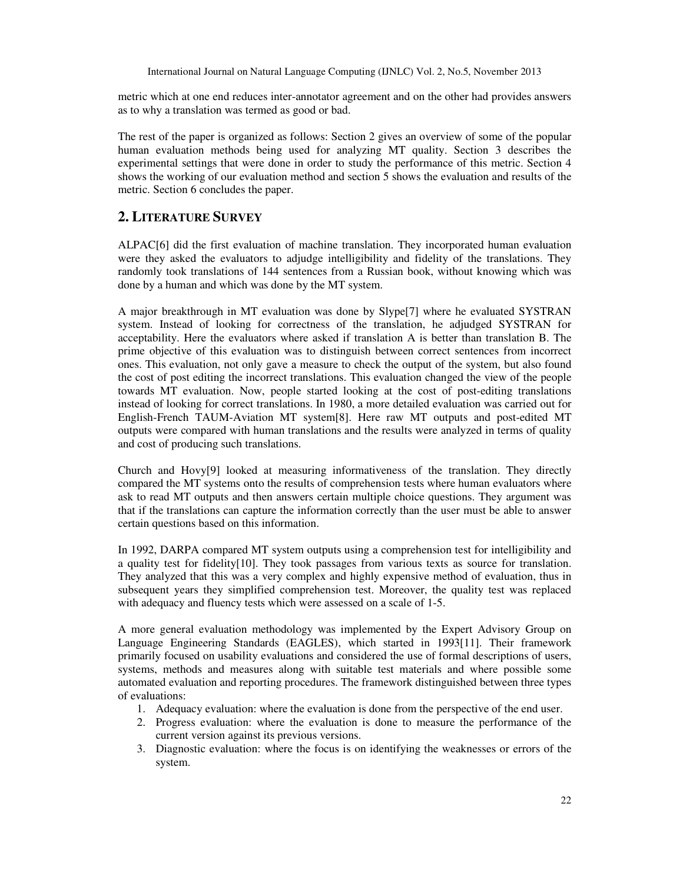metric which at one end reduces inter-annotator agreement and on the other had provides answers as to why a translation was termed as good or bad.

The rest of the paper is organized as follows: Section 2 gives an overview of some of the popular human evaluation methods being used for analyzing MT quality. Section 3 describes the experimental settings that were done in order to study the performance of this metric. Section 4 shows the working of our evaluation method and section 5 shows the evaluation and results of the metric. Section 6 concludes the paper.

## 2. LITERATURE SURVEY

ALPAC[6] did the first evaluation of machine translation. They incorporated human evaluation were they asked the evaluators to adjudge intelligibility and fidelity of the translations. They randomly took translations of 144 sentences from a Russian book, without knowing which was done by a human and which was done by the MT system.

A major breakthrough in MT evaluation was done by Slype[7] where he evaluated SYSTRAN system. Instead of looking for correctness of the translation, he adjudged SYSTRAN for acceptability. Here the evaluators where asked if translation A is better than translation B. The prime objective of this evaluation was to distinguish between correct sentences from incorrect ones. This evaluation, not only gave a measure to check the output of the system, but also found the cost of post editing the incorrect translations. This evaluation changed the view of the people towards MT evaluation. Now, people started looking at the cost of post-editing translations instead of looking for correct translations. In 1980, a more detailed evaluation was carried out for English-French TAUM-Aviation MT system[8]. Here raw MT outputs and post-edited MT outputs were compared with human translations and the results were analyzed in terms of quality and cost of producing such translations.

Church and Hovy[9] looked at measuring informativeness of the translation. They directly compared the MT systems onto the results of comprehension tests where human evaluators where ask to read MT outputs and then answers certain multiple choice questions. They argument was that if the translations can capture the information correctly than the user must be able to answer certain questions based on this information.

In 1992, DARPA compared MT system outputs using a comprehension test for intelligibility and a quality test for fidelity[10]. They took passages from various texts as source for translation. They analyzed that this was a very complex and highly expensive method of evaluation, thus in subsequent years they simplified comprehension test. Moreover, the quality test was replaced with adequacy and fluency tests which were assessed on a scale of 1-5.

A more general evaluation methodology was implemented by the Expert Advisory Group on Language Engineering Standards (EAGLES), which started in 1993[11]. Their framework primarily focused on usability evaluations and considered the use of formal descriptions of users, systems, methods and measures along with suitable test materials and where possible some automated evaluation and reporting procedures. The framework distinguished between three types of evaluations:

1. Adequacy evaluation: where the evaluation is done from the perspective of the end user.
2. Progress evaluation: where the evaluation is done to measure the performance of the current version against its previous versions.
3. Diagnostic evaluation: where the focus is on identifying the weaknesses or errors of the system.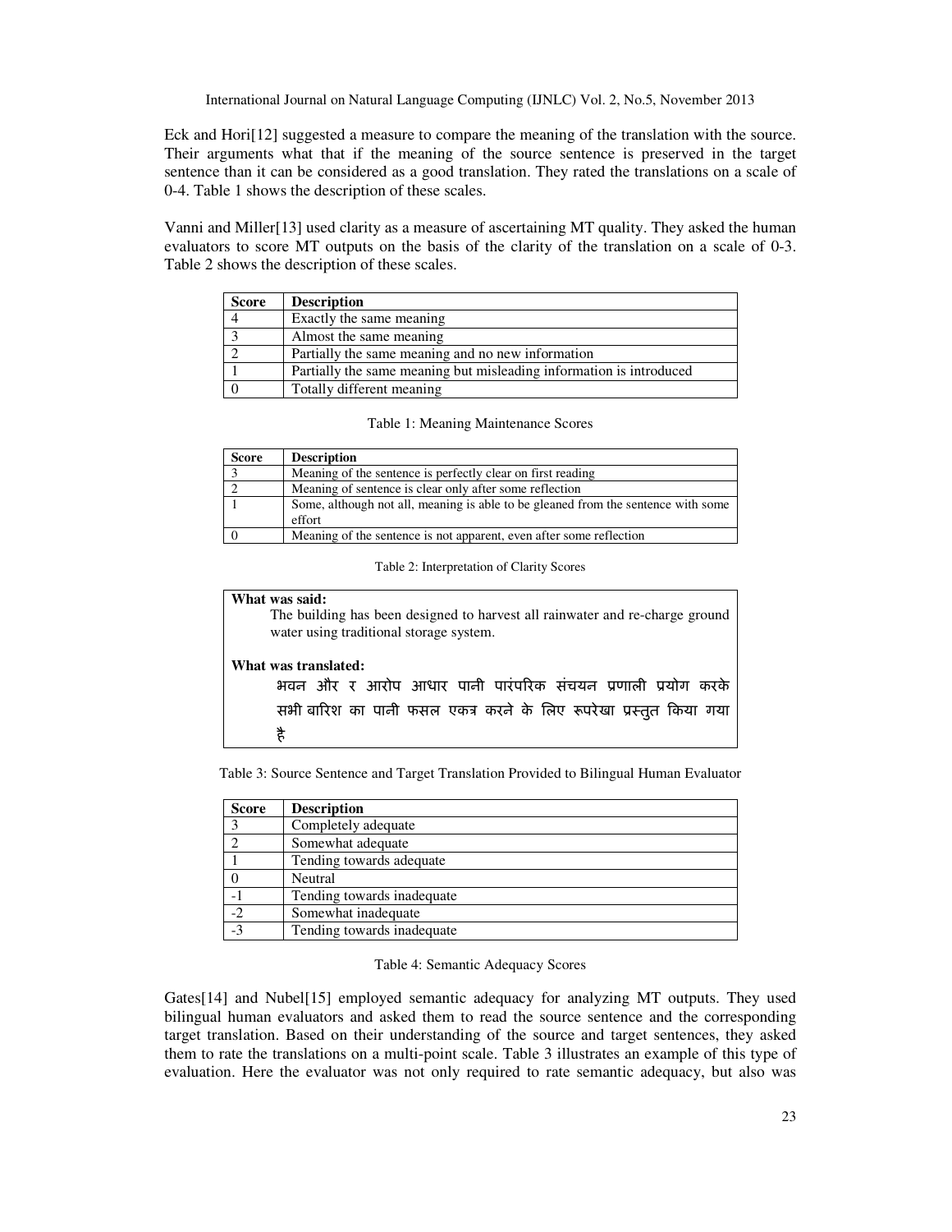Eck and Hori[12] suggested a measure to compare the meaning of the translation with the source. Their arguments what that if the meaning of the source sentence is preserved in the target sentence than it can be considered as a good translation. They rated the translations on a scale of 0-4. Table 1 shows the description of these scales.

Vanni and Miller[13] used clarity as a measure of ascertaining MT quality. They asked the human evaluators to score MT outputs on the basis of the clarity of the translation on a scale of 0-3. Table 2 shows the description of these scales.

| Score | Description |
|---|---|
| 4 | Exactly the same meaning |
| 3 | Almost the same meaning |
| 2 | Partially the same meaning and no new information |
| 1 | Partially the same meaning but misleading information is introduced |
| 0 | Totally different meaning |

Table 1: Meaning Maintenance Scores

| Score | Description |
|---|---|
| 3 | Meaning of the sentence is perfectly clear on first reading |
| 2 | Meaning of sentence is clear only after some reflection |
| 1 | Some, although not all, meaning is able to be gleaned from the sentence with some effort |
| 0 | Meaning of the sentence is not apparent, even after some reflection |

Table 2: Interpretation of Clarity Scores

| **What was said:**<br>The building has been designed to harvest all rainwater and re-charge ground water using traditional storage system.<br><br>**What was translated:**<br>भवन और र आरोप आधार पानी पारंपरिक संचयन प्रणाली प्रयोग करके सभी बारिश का पानी फसल एकत्र करने के लिए रूपरेखा प्रस्तुत किया गया है |
|---|

Table 3: Source Sentence and Target Translation Provided to Bilingual Human Evaluator

| Score | Description |
|---|---|
| 3 | Completely adequate |
| 2 | Somewhat adequate |
| 1 | Tending towards adequate |
| 0 | Neutral |
| -1 | Tending towards inadequate |
| -2 | Somewhat inadequate |
| -3 | Tending towards inadequate |

Table 4: Semantic Adequacy Scores

Gates[14] and Nubel[15] employed semantic adequacy for analyzing MT outputs. They used bilingual human evaluators and asked them to read the source sentence and the corresponding target translation. Based on their understanding of the source and target sentences, they asked them to rate the translations on a multi-point scale. Table 3 illustrates an example of this type of evaluation. Here the evaluator was not only required to rate semantic adequacy, but also was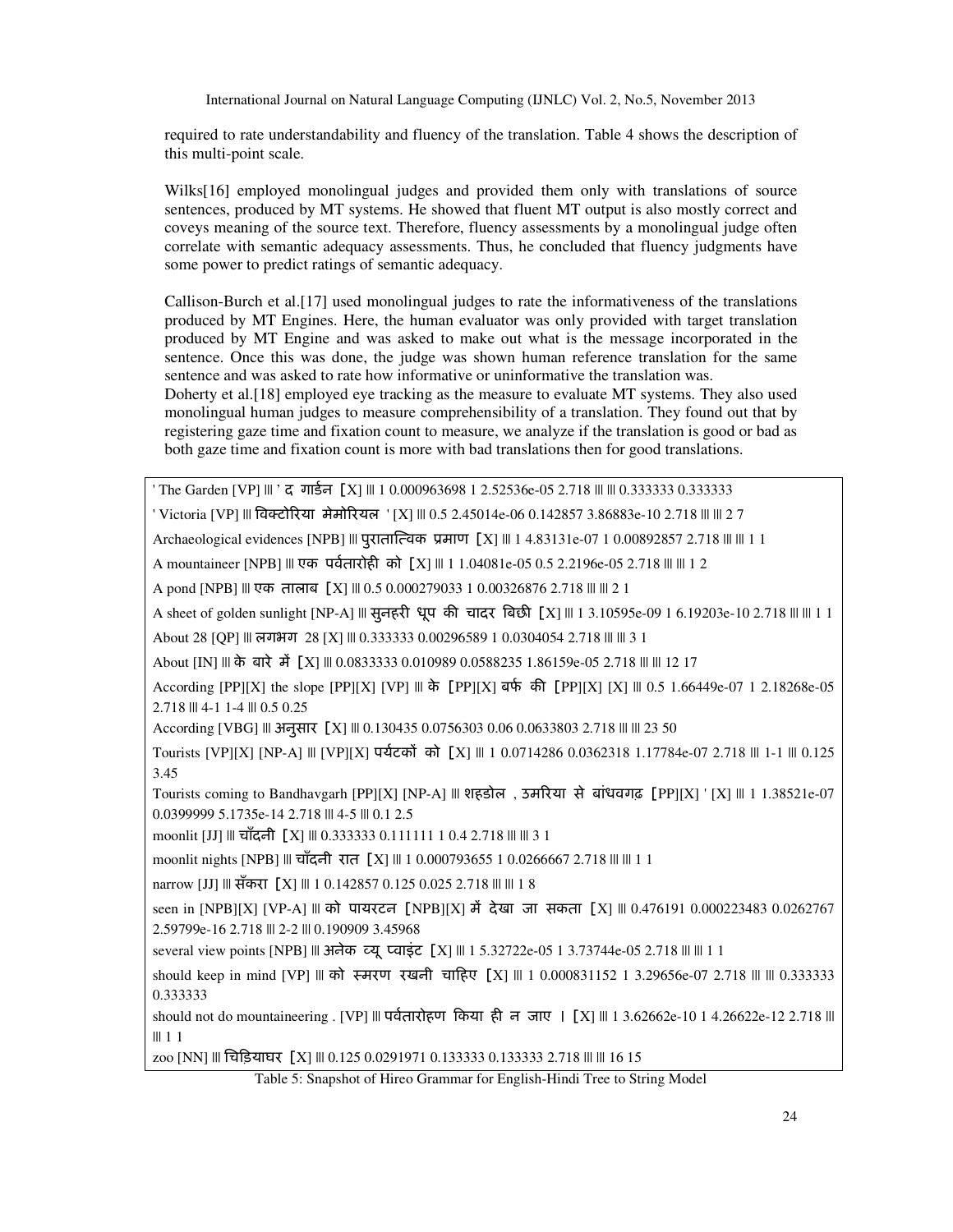required to rate understandability and fluency of the translation. Table 4 shows the description of this multi-point scale.

Wilks[16] employed monolingual judges and provided them only with translations of source sentences, produced by MT systems. He showed that fluent MT output is also mostly correct and coveys meaning of the source text. Therefore, fluency assessments by a monolingual judge often correlate with semantic adequacy assessments. Thus, he concluded that fluency judgments have some power to predict ratings of semantic adequacy.

Callison-Burch et al.[17] used monolingual judges to rate the informativeness of the translations produced by MT Engines. Here, the human evaluator was only provided with target translation produced by MT Engine and was asked to make out what is the message incorporated in the sentence. Once this was done, the judge was shown human reference translation for the same sentence and was asked to rate how informative or uninformative the translation was.
Doherty et al.[18] employed eye tracking as the measure to evaluate MT systems. They also used monolingual human judges to measure comprehensibility of a translation. They found out that by registering gaze time and fixation count to measure, we analyze if the translation is good or bad as both gaze time and fixation count is more with bad translations then for good translations.

```
' The Garden [VP] ||| ' द गार्डन [X] ||| 1 0.000963698 1 2.52536e-05 2.718 ||| ||| 0.333333 0.333333
' Victoria [VP] ||| विक्टोरिया मेमोरियल ' [X] ||| 0.5 2.45014e-06 0.142857 3.86883e-10 2.718 ||| ||| 2 7
Archaeological evidences [NPB] ||| पुरातात्विक प्रमाण [X] ||| 1 4.83131e-07 1 0.00892857 2.718 ||| ||| 1 1
A mountaineer [NPB] ||| एक पर्वतारोही को [X] ||| 1 1.04081e-05 0.5 2.2196e-05 2.718 ||| ||| 1 2
A pond [NPB] ||| एक तालाब [X] ||| 0.5 0.000279033 1 0.00326876 2.718 ||| ||| 2 1
A sheet of golden sunlight [NP-A] ||| सुनहरी धूप की चादर बिछी [X] ||| 1 3.10595e-09 1 6.19203e-10 2.718 ||| ||| 1 1
About 28 [QP] ||| लगभग 28 [X] ||| 0.333333 0.00296589 1 0.0304054 2.718 ||| ||| 3 1
About [IN] ||| के बारे में [X] ||| 0.0833333 0.010989 0.0588235 1.86159e-05 2.718 ||| ||| 12 17
According [PP][X] the slope [PP][X] [VP] ||| के [PP][X] बर्फ की [PP][X] [X] ||| 0.5 1.66449e-07 1 2.18268e-05 2.718 ||| 4-1 1-4 ||| 0.5 0.25
According [VBG] ||| अनुसार [X] ||| 0.130435 0.0756303 0.06 0.0633803 2.718 ||| ||| 23 50
Tourists [VP][X] [NP-A] ||| [VP][X] पर्यटकों को [X] ||| 1 0.0714286 0.0362318 1.17784e-07 2.718 ||| 1-1 ||| 0.125 3.45
Tourists coming to Bandhavgarh [PP][X] [NP-A] ||| शहडोल , उमरिया से बांधवगढ़ [PP][X] ' [X] ||| 1 1.38521e-07 0.0399999 5.1735e-14 2.718 ||| 4-5 ||| 0.1 2.5
moonlit [JJ] ||| चाँदनी [X] ||| 0.333333 0.111111 1 0.4 2.718 ||| ||| 3 1
moonlit nights [NPB] ||| चाँदनी रात [X] ||| 1 0.000793655 1 0.0266667 2.718 ||| ||| 1 1
narrow [JJ] ||| सँकरा [X] ||| 1 0.142857 0.125 0.025 2.718 ||| ||| 1 8
seen in [NPB][X] [VP-A] ||| को पायरटन [NPB][X] में देखा जा सकता [X] ||| 0.476191 0.000223483 0.0262767 2.59799e-16 2.718 ||| 2-2 ||| 0.190909 3.45968
several view points [NPB] ||| अनेक व्यू प्वाइंट [X] ||| 1 5.32722e-05 1 3.73744e-05 2.718 ||| ||| 1 1
should keep in mind [VP] ||| को स्मरण रखनी चाहिए [X] ||| 1 0.000831152 1 3.29656e-07 2.718 ||| ||| 0.333333 0.333333
should not do mountaineering . [VP] ||| पर्वतारोहण किया ही न जाए । [X] ||| 1 3.62662e-10 1 4.26622e-12 2.718 ||| ||| 1 1
zoo [NN] ||| चिड़ियाघर [X] ||| 0.125 0.0291971 0.133333 0.133333 2.718 ||| ||| 16 15
```

Table 5: Snapshot of Hireo Grammar for English-Hindi Tree to String Model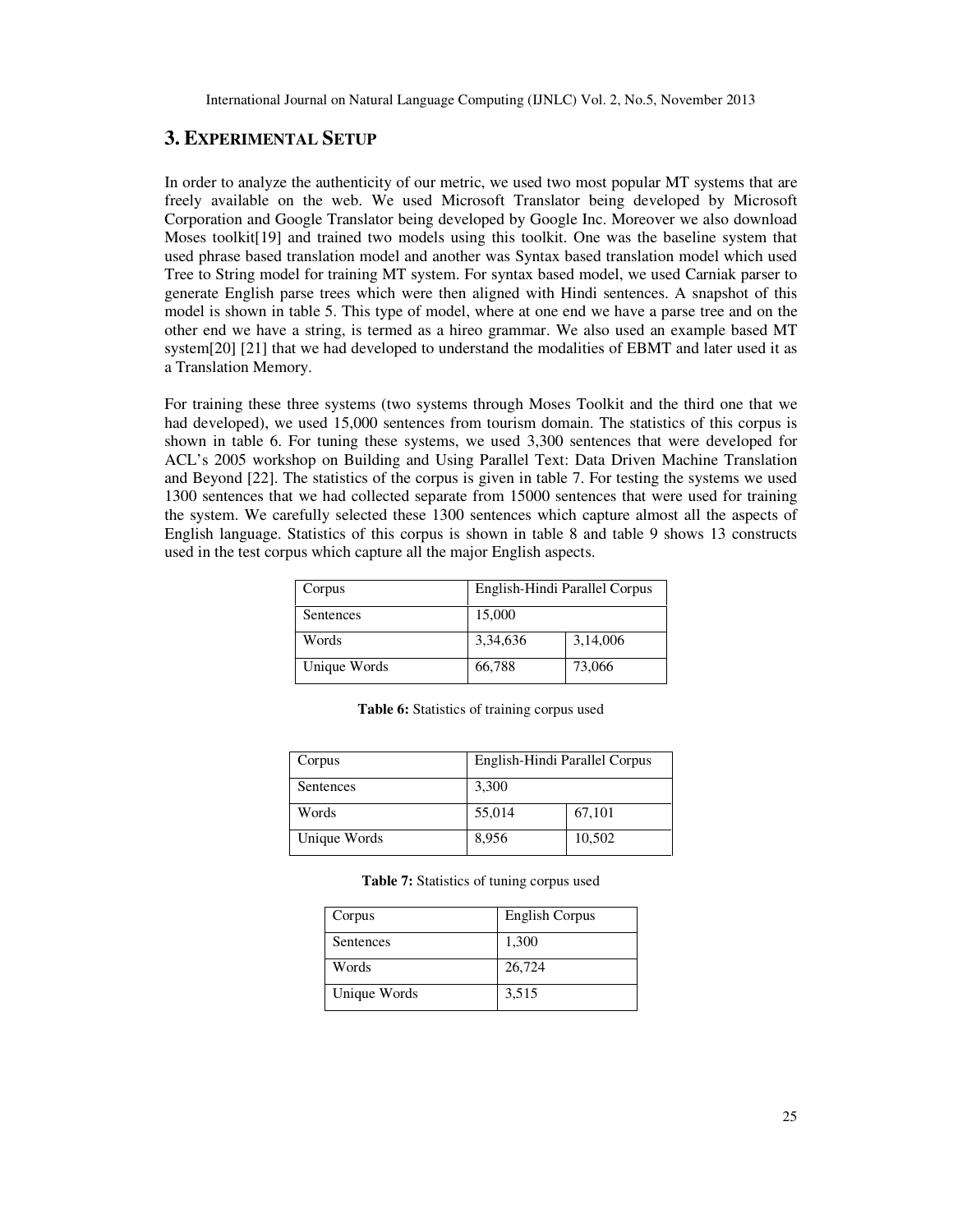## 3. EXPERIMENTAL SETUP

In order to analyze the authenticity of our metric, we used two most popular MT systems that are freely available on the web. We used Microsoft Translator being developed by Microsoft Corporation and Google Translator being developed by Google Inc. Moreover we also download Moses toolkit[19] and trained two models using this toolkit. One was the baseline system that used phrase based translation model and another was Syntax based translation model which used Tree to String model for training MT system. For syntax based model, we used Carniak parser to generate English parse trees which were then aligned with Hindi sentences. A snapshot of this model is shown in table 5. This type of model, where at one end we have a parse tree and on the other end we have a string, is termed as a hireo grammar. We also used an example based MT system[20] [21] that we had developed to understand the modalities of EBMT and later used it as a Translation Memory.

For training these three systems (two systems through Moses Toolkit and the third one that we had developed), we used 15,000 sentences from tourism domain. The statistics of this corpus is shown in table 6. For tuning these systems, we used 3,300 sentences that were developed for ACL's 2005 workshop on Building and Using Parallel Text: Data Driven Machine Translation and Beyond [22]. The statistics of the corpus is given in table 7. For testing the systems we used 1300 sentences that we had collected separate from 15000 sentences that were used for training the system. We carefully selected these 1300 sentences which capture almost all the aspects of English language. Statistics of this corpus is shown in table 8 and table 9 shows 13 constructs used in the test corpus which capture all the major English aspects.

| Corpus | English-Hindi Parallel Corpus | |
|---|---|---|
| Sentences | 15,000 | |
| Words | 3,34,636 | 3,14,006 |
| Unique Words | 66,788 | 73,066 |

**Table 6:** Statistics of training corpus used

| Corpus | English-Hindi Parallel Corpus | |
|---|---|---|
| Sentences | 3,300 | |
| Words | 55,014 | 67,101 |
| Unique Words | 8,956 | 10,502 |

**Table 7:** Statistics of tuning corpus used

| Corpus | English Corpus |
|---|---|
| Sentences | 1,300 |
| Words | 26,724 |
| Unique Words | 3,515 |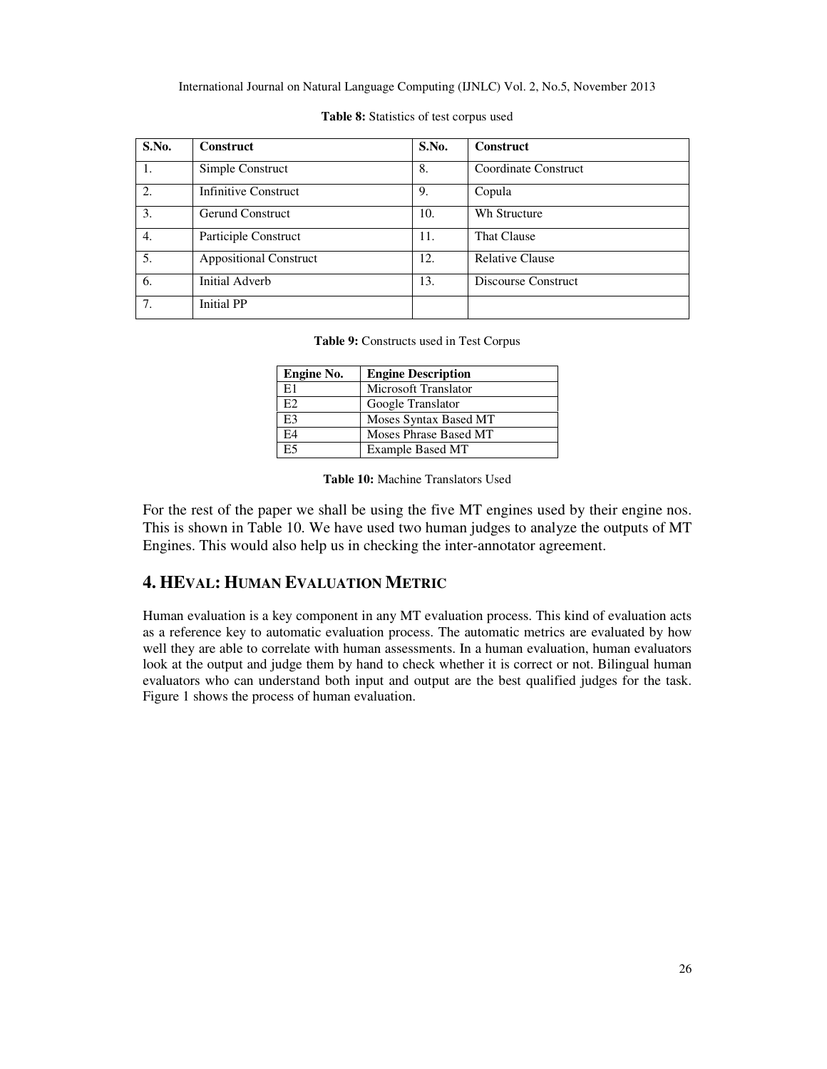**Table 8:** Statistics of test corpus used

| S.No. | Construct | S.No. | Construct |
| --- | --- | --- | --- |
| 1. | Simple Construct | 8. | Coordinate Construct |
| 2. | Infinitive Construct | 9. | Copula |
| 3. | Gerund Construct | 10. | Wh Structure |
| 4. | Participle Construct | 11. | That Clause |
| 5. | Appositional Construct | 12. | Relative Clause |
| 6. | Initial Adverb | 13. | Discourse Construct |
| 7. | Initial PP | | |

**Table 9:** Constructs used in Test Corpus

| Engine No. | Engine Description |
| --- | --- |
| E1 | Microsoft Translator |
| E2 | Google Translator |
| E3 | Moses Syntax Based MT |
| E4 | Moses Phrase Based MT |
| E5 | Example Based MT |

**Table 10:** Machine Translators Used

For the rest of the paper we shall be using the five MT engines used by their engine nos. This is shown in Table 10. We have used two human judges to analyze the outputs of MT Engines. This would also help us in checking the inter-annotator agreement.

## 4. HEVAL: HUMAN EVALUATION METRIC

Human evaluation is a key component in any MT evaluation process. This kind of evaluation acts as a reference key to automatic evaluation process. The automatic metrics are evaluated by how well they are able to correlate with human assessments. In a human evaluation, human evaluators look at the output and judge them by hand to check whether it is correct or not. Bilingual human evaluators who can understand both input and output are the best qualified judges for the task. Figure 1 shows the process of human evaluation.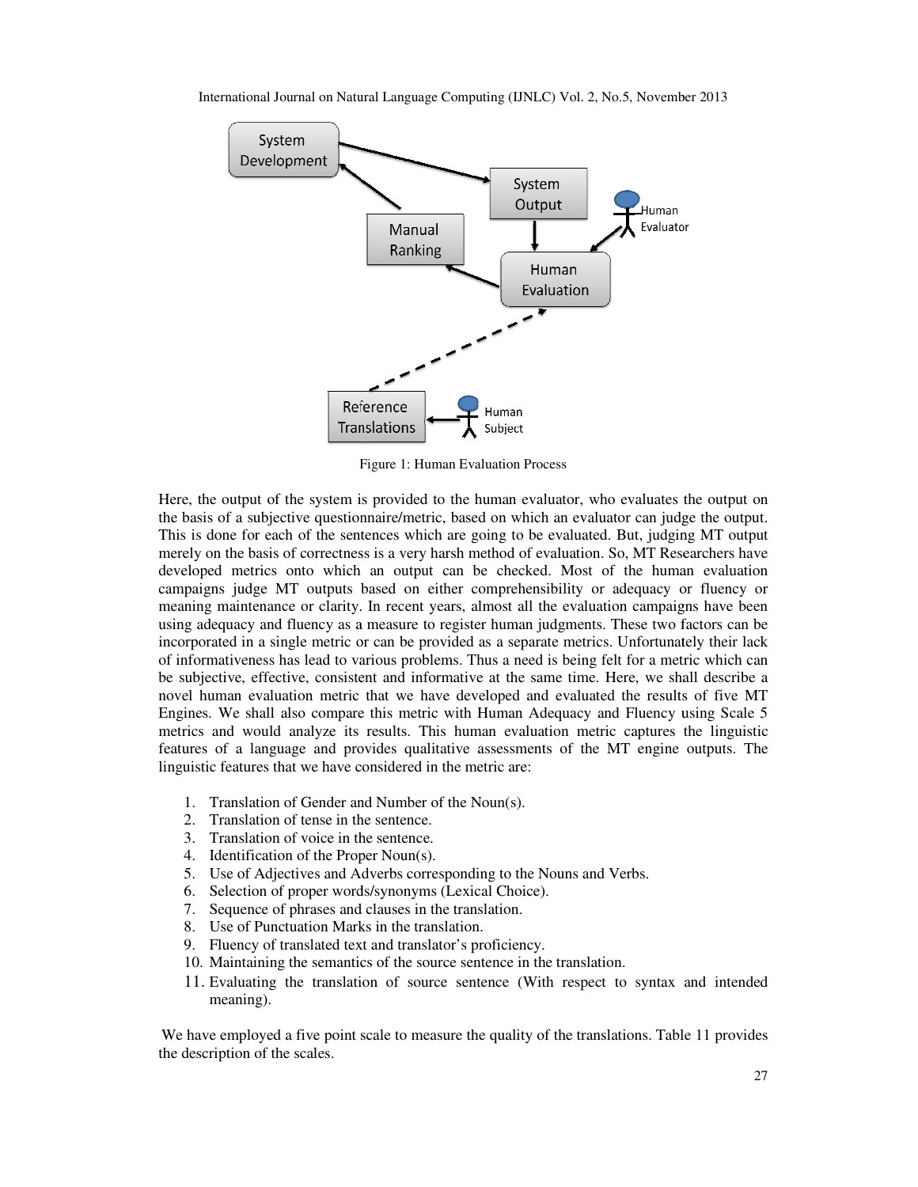Figure 1: Human Evaluation Process

Here, the output of the system is provided to the human evaluator, who evaluates the output on the basis of a subjective questionnaire/metric, based on which an evaluator can judge the output. This is done for each of the sentences which are going to be evaluated. But, judging MT output merely on the basis of correctness is a very harsh method of evaluation. So, MT Researchers have developed metrics onto which an output can be checked. Most of the human evaluation campaigns judge MT outputs based on either comprehensibility or adequacy or fluency or meaning maintenance or clarity. In recent years, almost all the evaluation campaigns have been using adequacy and fluency as a measure to register human judgments. These two factors can be incorporated in a single metric or can be provided as a separate metrics. Unfortunately their lack of informativeness has lead to various problems. Thus a need is being felt for a metric which can be subjective, effective, consistent and informative at the same time. Here, we shall describe a novel human evaluation metric that we have developed and evaluated the results of five MT Engines. We shall also compare this metric with Human Adequacy and Fluency using Scale 5 metrics and would analyze its results. This human evaluation metric captures the linguistic features of a language and provides qualitative assessments of the MT engine outputs. The linguistic features that we have considered in the metric are:

1. Translation of Gender and Number of the Noun(s).
2. Translation of tense in the sentence.
3. Translation of voice in the sentence.
4. Identification of the Proper Noun(s).
5. Use of Adjectives and Adverbs corresponding to the Nouns and Verbs.
6. Selection of proper words/synonyms (Lexical Choice).
7. Sequence of phrases and clauses in the translation.
8. Use of Punctuation Marks in the translation.
9. Fluency of translated text and translator's proficiency.
10. Maintaining the semantics of the source sentence in the translation.
11. Evaluating the translation of source sentence (With respect to syntax and intended meaning).

We have employed a five point scale to measure the quality of the translations. Table 11 provides the description of the scales.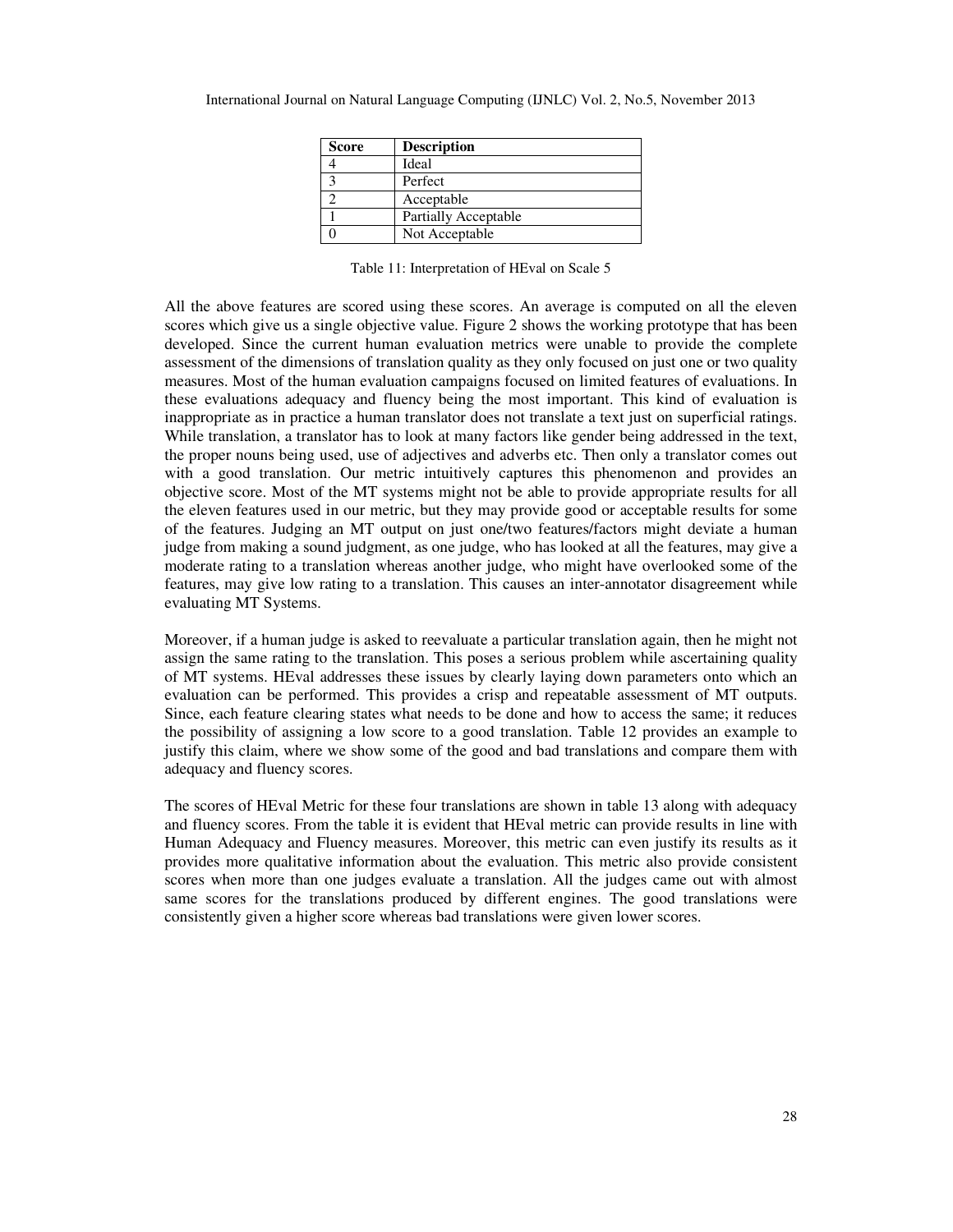| Score | Description |
|---|---|
| 4 | Ideal |
| 3 | Perfect |
| 2 | Acceptable |
| 1 | Partially Acceptable |
| 0 | Not Acceptable |

Table 11: Interpretation of HEval on Scale 5

All the above features are scored using these scores. An average is computed on all the eleven scores which give us a single objective value. Figure 2 shows the working prototype that has been developed. Since the current human evaluation metrics were unable to provide the complete assessment of the dimensions of translation quality as they only focused on just one or two quality measures. Most of the human evaluation campaigns focused on limited features of evaluations. In these evaluations adequacy and fluency being the most important. This kind of evaluation is inappropriate as in practice a human translator does not translate a text just on superficial ratings. While translation, a translator has to look at many factors like gender being addressed in the text, the proper nouns being used, use of adjectives and adverbs etc. Then only a translator comes out with a good translation. Our metric intuitively captures this phenomenon and provides an objective score. Most of the MT systems might not be able to provide appropriate results for all the eleven features used in our metric, but they may provide good or acceptable results for some of the features. Judging an MT output on just one/two features/factors might deviate a human judge from making a sound judgment, as one judge, who has looked at all the features, may give a moderate rating to a translation whereas another judge, who might have overlooked some of the features, may give low rating to a translation. This causes an inter-annotator disagreement while evaluating MT Systems.

Moreover, if a human judge is asked to reevaluate a particular translation again, then he might not assign the same rating to the translation. This poses a serious problem while ascertaining quality of MT systems. HEval addresses these issues by clearly laying down parameters onto which an evaluation can be performed. This provides a crisp and repeatable assessment of MT outputs. Since, each feature clearing states what needs to be done and how to access the same; it reduces the possibility of assigning a low score to a good translation. Table 12 provides an example to justify this claim, where we show some of the good and bad translations and compare them with adequacy and fluency scores.

The scores of HEval Metric for these four translations are shown in table 13 along with adequacy and fluency scores. From the table it is evident that HEval metric can provide results in line with Human Adequacy and Fluency measures. Moreover, this metric can even justify its results as it provides more qualitative information about the evaluation. This metric also provide consistent scores when more than one judges evaluate a translation. All the judges came out with almost same scores for the translations produced by different engines. The good translations were consistently given a higher score whereas bad translations were given lower scores.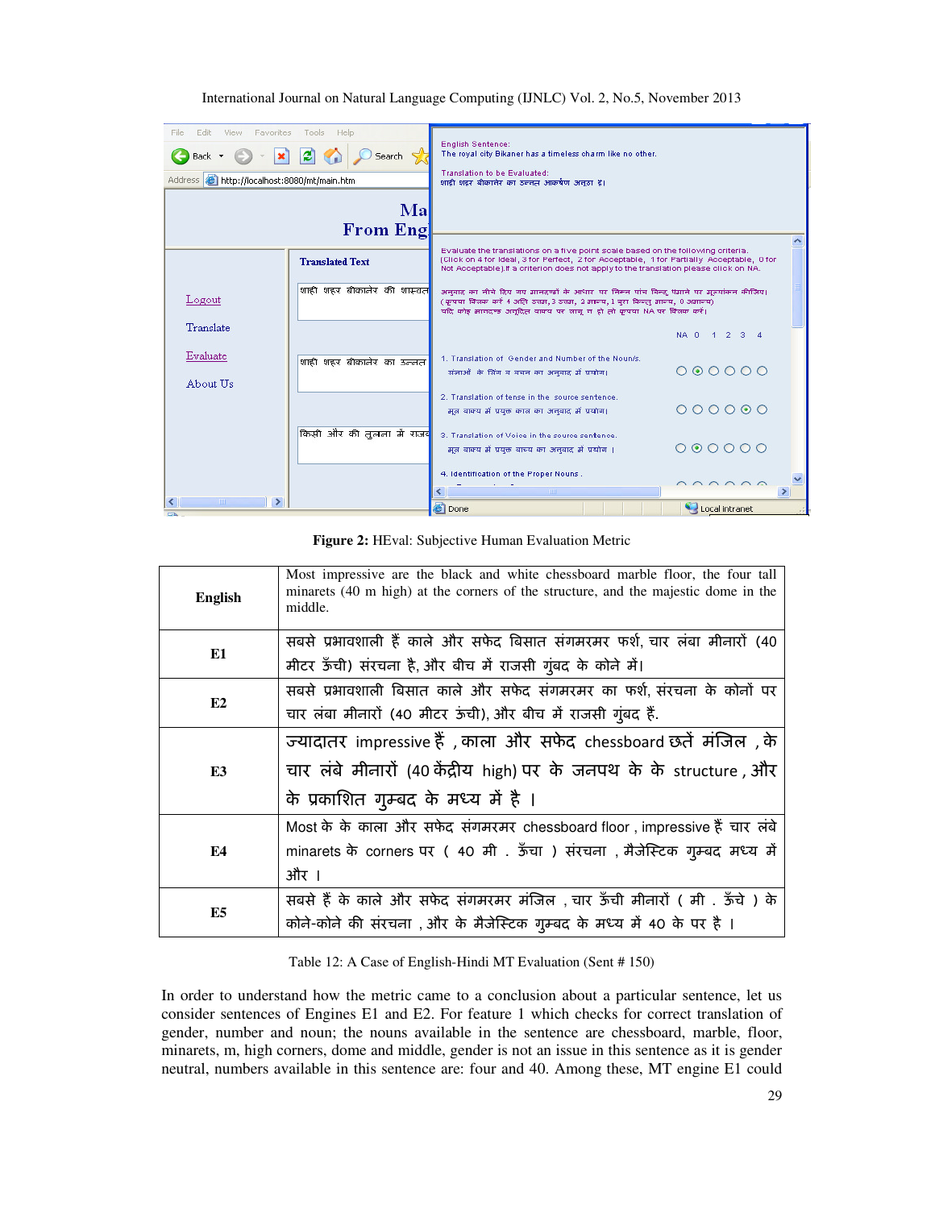Figure 2: HEval: Subjective Human Evaluation Metric

| **English** | Most impressive are the black and white chessboard marble floor, the four tall minarets (40 m high) at the corners of the structure, and the majestic dome in the middle. |
|---|---|
| **E1** | सबसे प्रभावशाली हैं काले और सफेद बिसात संगमरमर फर्श, चार लंबा मीनारों (40 मीटर ऊँची) संरचना है, और बीच में राजसी गुंबद के कोने में। |
| **E2** | सबसे प्रभावशाली बिसात काले और सफेद संगमरमर का फर्श, संरचना के कोनों पर चार लंबा मीनारों (40 मीटर ऊंची), और बीच में राजसी गुंबद हैं. |
| **E3** | ज्यादातर impressive हैं , काला और सफेद chessboard छतें मंजिल , के चार लंबे मीनारों (40 केंद्रीय high) पर के जनपथ के के structure , और के प्रकाशित गुम्बद के मध्य में है । |
| **E4** | Most के के काला और सफेद संगमरमर chessboard floor , impressive हैं चार लंबे minarets के corners पर ( 40 मी . ऊँचा ) संरचना , मैजेस्टिक गुम्बद मध्य में और । |
| **E5** | सबसे हैं के काले और सफेद संगमरमर मंजिल , चार ऊँची मीनारों ( मी . ऊँचे ) के कोने-कोने की संरचना , और के मैजेस्टिक गुम्बद के मध्य में 40 के पर है । |

Table 12: A Case of English-Hindi MT Evaluation (Sent # 150)

In order to understand how the metric came to a conclusion about a particular sentence, let us consider sentences of Engines E1 and E2. For feature 1 which checks for correct translation of gender, number and noun; the nouns available in the sentence are chessboard, marble, floor, minarets, m, high corners, dome and middle, gender is not an issue in this sentence as it is gender neutral, numbers available in this sentence are: four and 40. Among these, MT engine E1 could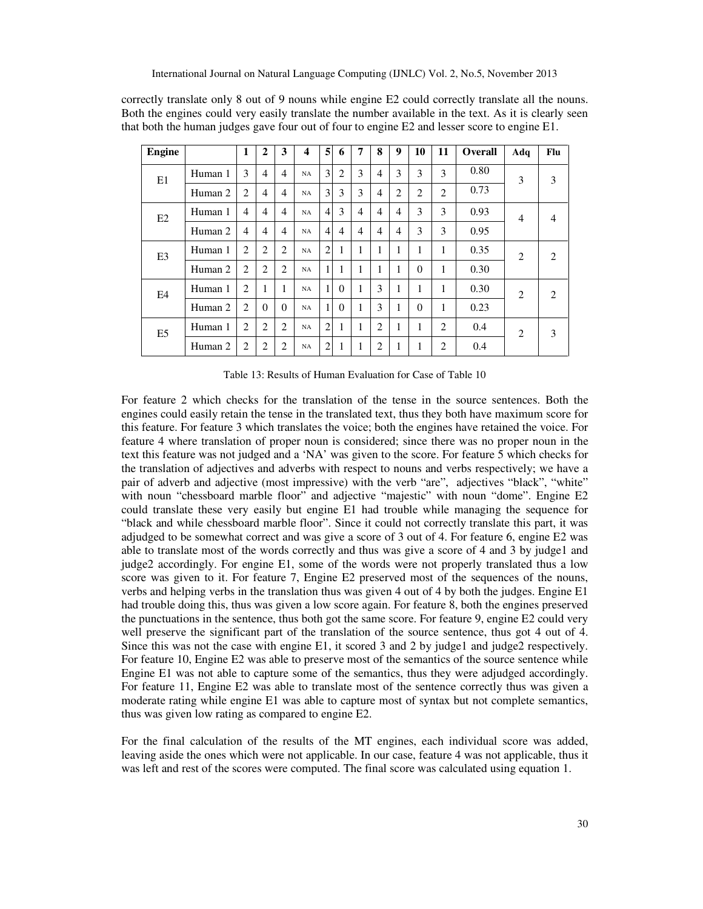correctly translate only 8 out of 9 nouns while engine E2 could correctly translate all the nouns. Both the engines could very easily translate the number available in the text. As it is clearly seen that both the human judges gave four out of four to engine E2 and lesser score to engine E1.

| Engine | | 1 | 2 | 3 | 4 | 5 | 6 | 7 | 8 | 9 | 10 | 11 | Overall | Adq | Flu |
|---|---|---|---|---|---|---|---|---|---|---|---|---|---|---|---|
| E1 | Human 1 | 3 | 4 | 4 | NA | 3 | 2 | 3 | 4 | 3 | 3 | 3 | 0.80 | 3 | 3 |
| | Human 2 | 2 | 4 | 4 | NA | 3 | 3 | 3 | 4 | 2 | 2 | 2 | 0.73 | | |
| E2 | Human 1 | 4 | 4 | 4 | NA | 4 | 3 | 4 | 4 | 4 | 3 | 3 | 0.93 | 4 | 4 |
| | Human 2 | 4 | 4 | 4 | NA | 4 | 4 | 4 | 4 | 4 | 3 | 3 | 0.95 | | |
| E3 | Human 1 | 2 | 2 | 2 | NA | 2 | 1 | 1 | 1 | 1 | 1 | 1 | 0.35 | 2 | 2 |
| | Human 2 | 2 | 2 | 2 | NA | 1 | 1 | 1 | 1 | 1 | 0 | 1 | 0.30 | | |
| E4 | Human 1 | 2 | 1 | 1 | NA | 1 | 0 | 1 | 3 | 1 | 1 | 1 | 0.30 | 2 | 2 |
| | Human 2 | 2 | 0 | 0 | NA | 1 | 0 | 1 | 3 | 1 | 0 | 1 | 0.23 | | |
| E5 | Human 1 | 2 | 2 | 2 | NA | 2 | 1 | 1 | 2 | 1 | 1 | 2 | 0.4 | 2 | 3 |
| | Human 2 | 2 | 2 | 2 | NA | 2 | 1 | 1 | 2 | 1 | 1 | 2 | 0.4 | | |

Table 13: Results of Human Evaluation for Case of Table 10

For feature 2 which checks for the translation of the tense in the source sentences. Both the engines could easily retain the tense in the translated text, thus they both have maximum score for this feature. For feature 3 which translates the voice; both the engines have retained the voice. For feature 4 where translation of proper noun is considered; since there was no proper noun in the text this feature was not judged and a 'NA' was given to the score. For feature 5 which checks for the translation of adjectives and adverbs with respect to nouns and verbs respectively; we have a pair of adverb and adjective (most impressive) with the verb "are", adjectives "black", "white" with noun "chessboard marble floor" and adjective "majestic" with noun "dome". Engine E2 could translate these very easily but engine E1 had trouble while managing the sequence for "black and while chessboard marble floor". Since it could not correctly translate this part, it was adjudged to be somewhat correct and was give a score of 3 out of 4. For feature 6, engine E2 was able to translate most of the words correctly and thus was give a score of 4 and 3 by judge1 and judge2 accordingly. For engine E1, some of the words were not properly translated thus a low score was given to it. For feature 7, Engine E2 preserved most of the sequences of the nouns, verbs and helping verbs in the translation thus was given 4 out of 4 by both the judges. Engine E1 had trouble doing this, thus was given a low score again. For feature 8, both the engines preserved the punctuations in the sentence, thus both got the same score. For feature 9, engine E2 could very well preserve the significant part of the translation of the source sentence, thus got 4 out of 4. Since this was not the case with engine E1, it scored 3 and 2 by judge1 and judge2 respectively. For feature 10, Engine E2 was able to preserve most of the semantics of the source sentence while Engine E1 was not able to capture some of the semantics, thus they were adjudged accordingly. For feature 11, Engine E2 was able to translate most of the sentence correctly thus was given a moderate rating while engine E1 was able to capture most of syntax but not complete semantics, thus was given low rating as compared to engine E2.

For the final calculation of the results of the MT engines, each individual score was added, leaving aside the ones which were not applicable. In our case, feature 4 was not applicable, thus it was left and rest of the scores were computed. The final score was calculated using equation 1.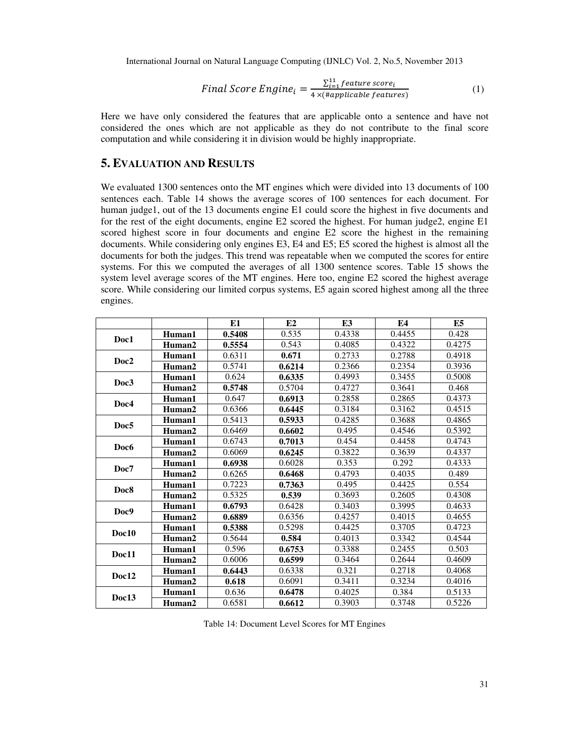$$Final\ Score\ Engine_i = \frac{\sum_{i=1}^{11} feature\ score_i}{4 \times (\#applicable\ features)} \quad (1)$$

Here we have only considered the features that are applicable onto a sentence and have not considered the ones which are not applicable as they do not contribute to the final score computation and while considering it in division would be highly inappropriate.

## 5. Evaluation and Results

We evaluated 1300 sentences onto the MT engines which were divided into 13 documents of 100 sentences each. Table 14 shows the average scores of 100 sentences for each document. For human judge1, out of the 13 documents engine E1 could score the highest in five documents and for the rest of the eight documents, engine E2 scored the highest. For human judge2, engine E1 scored highest score in four documents and engine E2 score the highest in the remaining documents. While considering only engines E3, E4 and E5; E5 scored the highest is almost all the documents for both the judges. This trend was repeatable when we computed the scores for entire systems. For this we computed the averages of all 1300 sentence scores. Table 15 shows the system level average scores of the MT engines. Here too, engine E2 scored the highest average score. While considering our limited corpus systems, E5 again scored highest among all the three engines.

| | | E1 | E2 | E3 | E4 | E5 |
|---|---|---|---|---|---|---|
| **Doc1** | **Human1** | **0.5408** | 0.535 | 0.4338 | 0.4455 | 0.428 |
| | **Human2** | **0.5554** | 0.543 | 0.4085 | 0.4322 | 0.4275 |
| **Doc2** | **Human1** | 0.6311 | **0.671** | 0.2733 | 0.2788 | 0.4918 |
| | **Human2** | 0.5741 | **0.6214** | 0.2366 | 0.2354 | 0.3936 |
| **Doc3** | **Human1** | 0.624 | **0.6335** | 0.4993 | 0.3455 | 0.5008 |
| | **Human2** | **0.5748** | 0.5704 | 0.4727 | 0.3641 | 0.468 |
| **Doc4** | **Human1** | 0.647 | **0.6913** | 0.2858 | 0.2865 | 0.4373 |
| | **Human2** | 0.6366 | **0.6445** | 0.3184 | 0.3162 | 0.4515 |
| **Doc5** | **Human1** | 0.5413 | **0.5933** | 0.4285 | 0.3688 | 0.4865 |
| | **Human2** | 0.6469 | **0.6602** | 0.495 | 0.4546 | 0.5392 |
| **Doc6** | **Human1** | 0.6743 | **0.7013** | 0.454 | 0.4458 | 0.4743 |
| | **Human2** | 0.6069 | **0.6245** | 0.3822 | 0.3639 | 0.4337 |
| **Doc7** | **Human1** | **0.6938** | 0.6028 | 0.353 | 0.292 | 0.4333 |
| | **Human2** | 0.6265 | **0.6468** | 0.4793 | 0.4035 | 0.489 |
| **Doc8** | **Human1** | 0.7223 | **0.7363** | 0.495 | 0.4425 | 0.554 |
| | **Human2** | 0.5325 | **0.539** | 0.3693 | 0.2605 | 0.4308 |
| **Doc9** | **Human1** | **0.6793** | 0.6428 | 0.3403 | 0.3995 | 0.4633 |
| | **Human2** | **0.6889** | 0.6356 | 0.4257 | 0.4015 | 0.4655 |
| **Doc10** | **Human1** | **0.5388** | 0.5298 | 0.4425 | 0.3705 | 0.4723 |
| | **Human2** | 0.5644 | **0.584** | 0.4013 | 0.3342 | 0.4544 |
| **Doc11** | **Human1** | 0.596 | **0.6753** | 0.3388 | 0.2455 | 0.503 |
| | **Human2** | 0.6006 | **0.6599** | 0.3464 | 0.2644 | 0.4609 |
| **Doc12** | **Human1** | **0.6443** | 0.6338 | 0.321 | 0.2718 | 0.4068 |
| | **Human2** | **0.618** | 0.6091 | 0.3411 | 0.3234 | 0.4016 |
| **Doc13** | **Human1** | 0.636 | **0.6478** | 0.4025 | 0.384 | 0.5133 |
| | **Human2** | 0.6581 | **0.6612** | 0.3903 | 0.3748 | 0.5226 |

Table 14: Document Level Scores for MT Engines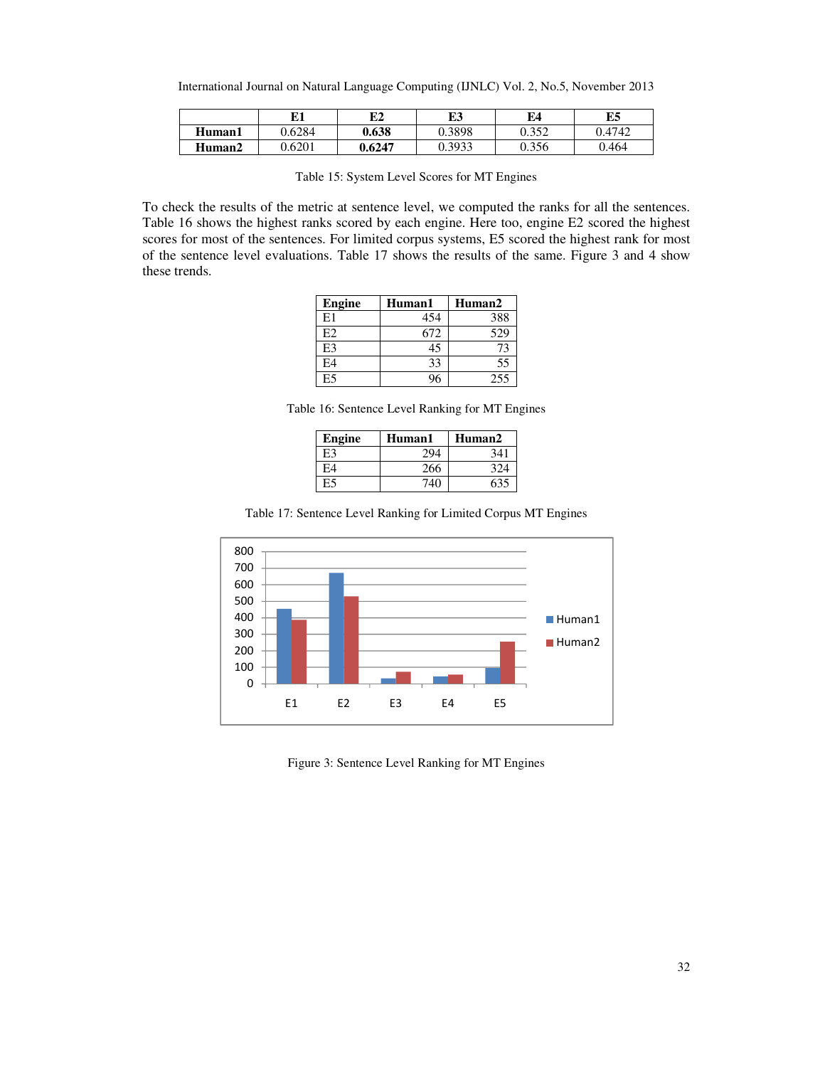|  | E1 | E2 | E3 | E4 | E5 |
|---|---|---|---|---|---|
| **Human1** | 0.6284 | **0.638** | 0.3898 | 0.352 | 0.4742 |
| **Human2** | 0.6201 | **0.6247** | 0.3933 | 0.356 | 0.464 |

Table 15: System Level Scores for MT Engines

To check the results of the metric at sentence level, we computed the ranks for all the sentences. Table 16 shows the highest ranks scored by each engine. Here too, engine E2 scored the highest scores for most of the sentences. For limited corpus systems, E5 scored the highest rank for most of the sentence level evaluations. Table 17 shows the results of the same. Figure 3 and 4 show these trends.

| Engine | Human1 | Human2 |
|---|---|---|
| E1 | 454 | 388 |
| E2 | 672 | 529 |
| E3 | 45 | 73 |
| E4 | 33 | 55 |
| E5 | 96 | 255 |

Table 16: Sentence Level Ranking for MT Engines

| Engine | Human1 | Human2 |
|---|---|---|
| E3 | 294 | 341 |
| E4 | 266 | 324 |
| E5 | 740 | 635 |

Table 17: Sentence Level Ranking for Limited Corpus MT Engines

Figure 3: Sentence Level Ranking for MT Engines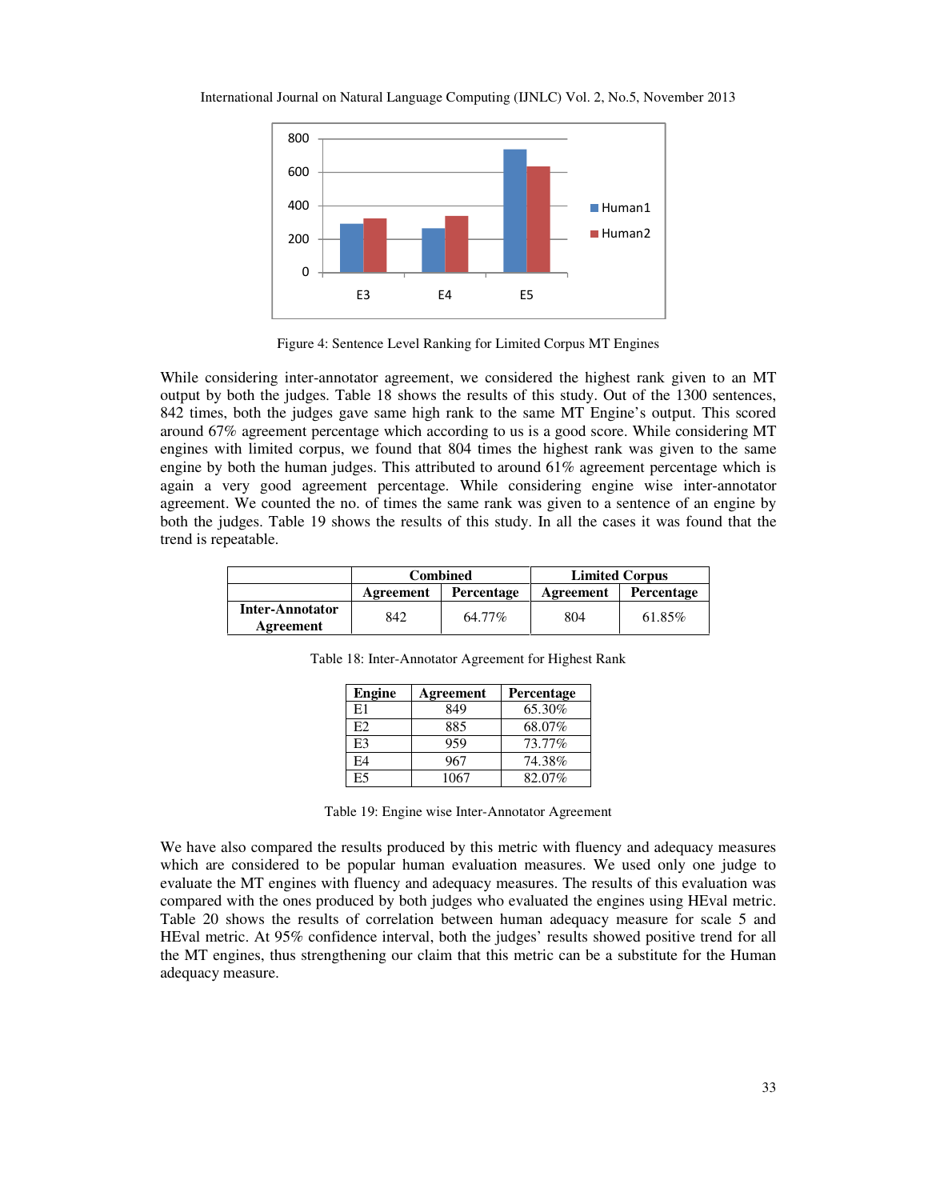Figure 4: Sentence Level Ranking for Limited Corpus MT Engines

While considering inter-annotator agreement, we considered the highest rank given to an MT output by both the judges. Table 18 shows the results of this study. Out of the 1300 sentences, 842 times, both the judges gave same high rank to the same MT Engine's output. This scored around 67% agreement percentage which according to us is a good score. While considering MT engines with limited corpus, we found that 804 times the highest rank was given to the same engine by both the human judges. This attributed to around 61% agreement percentage which is again a very good agreement percentage. While considering engine wise inter-annotator agreement. We counted the no. of times the same rank was given to a sentence of an engine by both the judges. Table 19 shows the results of this study. In all the cases it was found that the trend is repeatable.

| | Combined | | Limited Corpus | |
|---|---|---|---|---|
| | **Agreement** | **Percentage** | **Agreement** | **Percentage** |
| **Inter-Annotator Agreement** | 842 | 64.77% | 804 | 61.85% |

Table 18: Inter-Annotator Agreement for Highest Rank

| Engine | Agreement | Percentage |
|---|---|---|
| E1 | 849 | 65.30% |
| E2 | 885 | 68.07% |
| E3 | 959 | 73.77% |
| E4 | 967 | 74.38% |
| E5 | 1067 | 82.07% |

Table 19: Engine wise Inter-Annotator Agreement

We have also compared the results produced by this metric with fluency and adequacy measures which are considered to be popular human evaluation measures. We used only one judge to evaluate the MT engines with fluency and adequacy measures. The results of this evaluation was compared with the ones produced by both judges who evaluated the engines using HEval metric. Table 20 shows the results of correlation between human adequacy measure for scale 5 and HEval metric. At 95% confidence interval, both the judges' results showed positive trend for all the MT engines, thus strengthening our claim that this metric can be a substitute for the Human adequacy measure.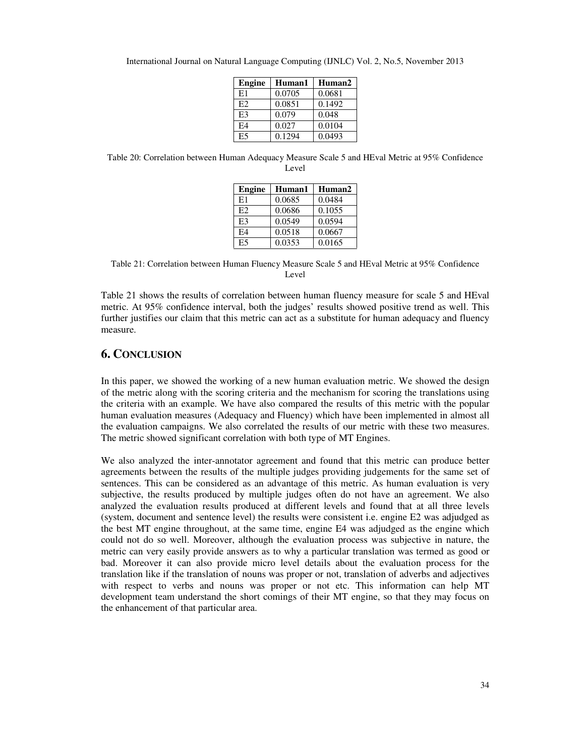| Engine | Human1 | Human2 |
|---|---|---|
| E1 | 0.0705 | 0.0681 |
| E2 | 0.0851 | 0.1492 |
| E3 | 0.079 | 0.048 |
| E4 | 0.027 | 0.0104 |
| E5 | 0.1294 | 0.0493 |

Table 20: Correlation between Human Adequacy Measure Scale 5 and HEval Metric at 95% Confidence Level

| Engine | Human1 | Human2 |
|---|---|---|
| E1 | 0.0685 | 0.0484 |
| E2 | 0.0686 | 0.1055 |
| E3 | 0.0549 | 0.0594 |
| E4 | 0.0518 | 0.0667 |
| E5 | 0.0353 | 0.0165 |

Table 21: Correlation between Human Fluency Measure Scale 5 and HEval Metric at 95% Confidence Level

Table 21 shows the results of correlation between human fluency measure for scale 5 and HEval metric. At 95% confidence interval, both the judges' results showed positive trend as well. This further justifies our claim that this metric can act as a substitute for human adequacy and fluency measure.

## 6. Conclusion

In this paper, we showed the working of a new human evaluation metric. We showed the design of the metric along with the scoring criteria and the mechanism for scoring the translations using the criteria with an example. We have also compared the results of this metric with the popular human evaluation measures (Adequacy and Fluency) which have been implemented in almost all the evaluation campaigns. We also correlated the results of our metric with these two measures. The metric showed significant correlation with both type of MT Engines.

We also analyzed the inter-annotator agreement and found that this metric can produce better agreements between the results of the multiple judges providing judgements for the same set of sentences. This can be considered as an advantage of this metric. As human evaluation is very subjective, the results produced by multiple judges often do not have an agreement. We also analyzed the evaluation results produced at different levels and found that at all three levels (system, document and sentence level) the results were consistent i.e. engine E2 was adjudged as the best MT engine throughout, at the same time, engine E4 was adjudged as the engine which could not do so well. Moreover, although the evaluation process was subjective in nature, the metric can very easily provide answers as to why a particular translation was termed as good or bad. Moreover it can also provide micro level details about the evaluation process for the translation like if the translation of nouns was proper or not, translation of adverbs and adjectives with respect to verbs and nouns was proper or not etc. This information can help MT development team understand the short comings of their MT engine, so that they may focus on the enhancement of that particular area.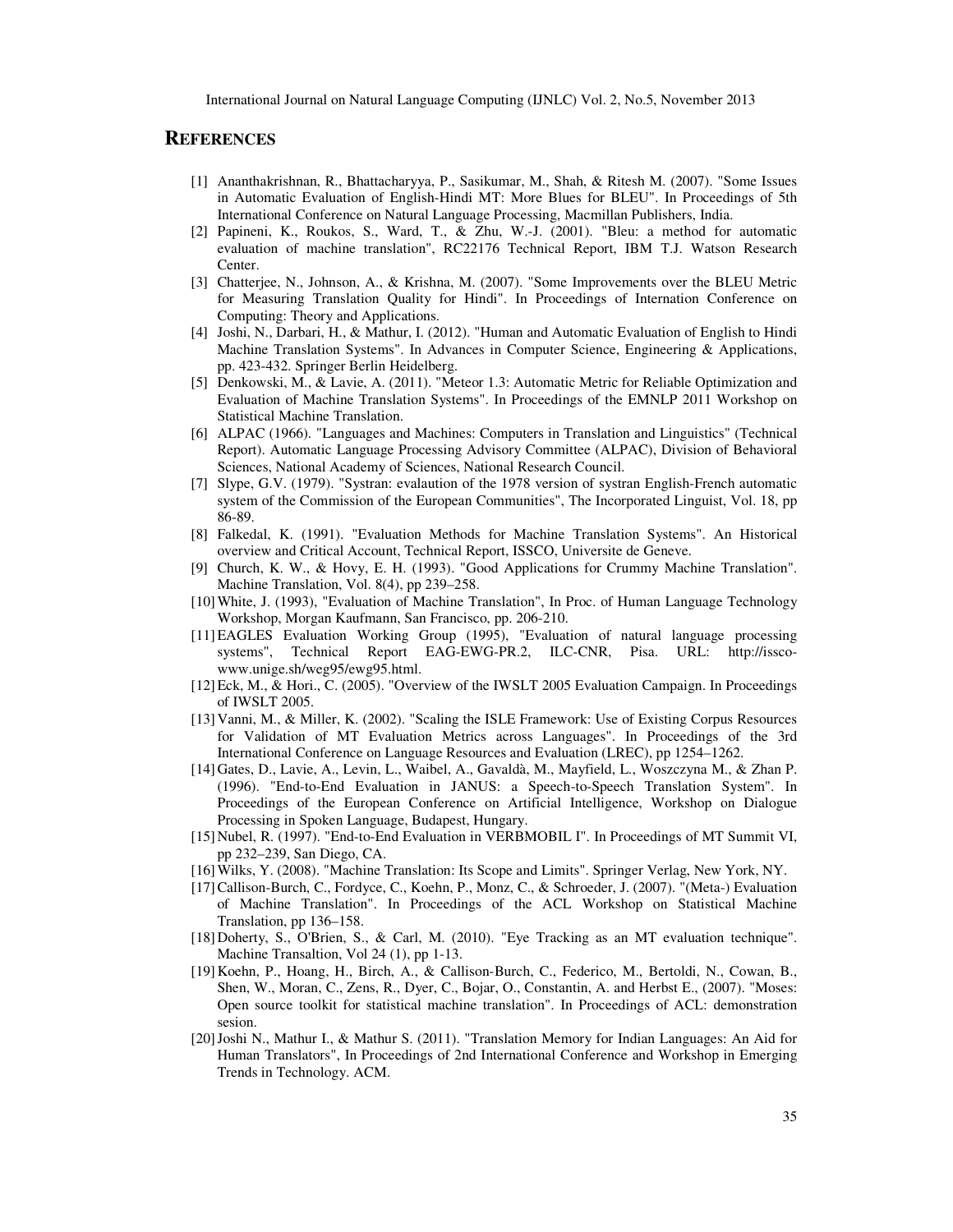## REFERENCES

[1] Ananthakrishnan, R., Bhattacharyya, P., Sasikumar, M., Shah, & Ritesh M. (2007). "Some Issues in Automatic Evaluation of English-Hindi MT: More Blues for BLEU". In Proceedings of 5th International Conference on Natural Language Processing, Macmillan Publishers, India.

[2] Papineni, K., Roukos, S., Ward, T., & Zhu, W.-J. (2001). "Bleu: a method for automatic evaluation of machine translation", RC22176 Technical Report, IBM T.J. Watson Research Center.

[3] Chatterjee, N., Johnson, A., & Krishna, M. (2007). "Some Improvements over the BLEU Metric for Measuring Translation Quality for Hindi". In Proceedings of Internation Conference on Computing: Theory and Applications.

[4] Joshi, N., Darbari, H., & Mathur, I. (2012). "Human and Automatic Evaluation of English to Hindi Machine Translation Systems". In Advances in Computer Science, Engineering & Applications, pp. 423-432. Springer Berlin Heidelberg.

[5] Denkowski, M., & Lavie, A. (2011). "Meteor 1.3: Automatic Metric for Reliable Optimization and Evaluation of Machine Translation Systems". In Proceedings of the EMNLP 2011 Workshop on Statistical Machine Translation.

[6] ALPAC (1966). "Languages and Machines: Computers in Translation and Linguistics" (Technical Report). Automatic Language Processing Advisory Committee (ALPAC), Division of Behavioral Sciences, National Academy of Sciences, National Research Council.

[7] Slype, G.V. (1979). "Systran: evalaution of the 1978 version of systran English-French automatic system of the Commission of the European Communities", The Incorporated Linguist, Vol. 18, pp 86-89.

[8] Falkedal, K. (1991). "Evaluation Methods for Machine Translation Systems". An Historical overview and Critical Account, Technical Report, ISSCO, Universite de Geneve.

[9] Church, K. W., & Hovy, E. H. (1993). "Good Applications for Crummy Machine Translation". Machine Translation, Vol. 8(4), pp 239–258.

[10] White, J. (1993), "Evaluation of Machine Translation", In Proc. of Human Language Technology Workshop, Morgan Kaufmann, San Francisco, pp. 206-210.

[11] EAGLES Evaluation Working Group (1995), "Evaluation of natural language processing systems", Technical Report EAG-EWG-PR.2, ILC-CNR, Pisa. URL: http://issco-www.unige.sh/weg95/ewg95.html.

[12] Eck, M., & Hori., C. (2005). "Overview of the IWSLT 2005 Evaluation Campaign. In Proceedings of IWSLT 2005.

[13] Vanni, M., & Miller, K. (2002). "Scaling the ISLE Framework: Use of Existing Corpus Resources for Validation of MT Evaluation Metrics across Languages". In Proceedings of the 3rd International Conference on Language Resources and Evaluation (LREC), pp 1254–1262.

[14] Gates, D., Lavie, A., Levin, L., Waibel, A., Gavaldà, M., Mayfield, L., Woszczyna M., & Zhan P. (1996). "End-to-End Evaluation in JANUS: a Speech-to-Speech Translation System". In Proceedings of the European Conference on Artificial Intelligence, Workshop on Dialogue Processing in Spoken Language, Budapest, Hungary.

[15] Nubel, R. (1997). "End-to-End Evaluation in VERBMOBIL I". In Proceedings of MT Summit VI, pp 232–239, San Diego, CA.

[16] Wilks, Y. (2008). "Machine Translation: Its Scope and Limits". Springer Verlag, New York, NY.

[17] Callison-Burch, C., Fordyce, C., Koehn, P., Monz, C., & Schroeder, J. (2007). "(Meta-) Evaluation of Machine Translation". In Proceedings of the ACL Workshop on Statistical Machine Translation, pp 136–158.

[18] Doherty, S., O'Brien, S., & Carl, M. (2010). "Eye Tracking as an MT evaluation technique". Machine Transaltion, Vol 24 (1), pp 1-13.

[19] Koehn, P., Hoang, H., Birch, A., & Callison-Burch, C., Federico, M., Bertoldi, N., Cowan, B., Shen, W., Moran, C., Zens, R., Dyer, C., Bojar, O., Constantin, A. and Herbst E., (2007). "Moses: Open source toolkit for statistical machine translation". In Proceedings of ACL: demonstration sesion.

[20] Joshi N., Mathur I., & Mathur S. (2011). "Translation Memory for Indian Languages: An Aid for Human Translators", In Proceedings of 2nd International Conference and Workshop in Emerging Trends in Technology. ACM.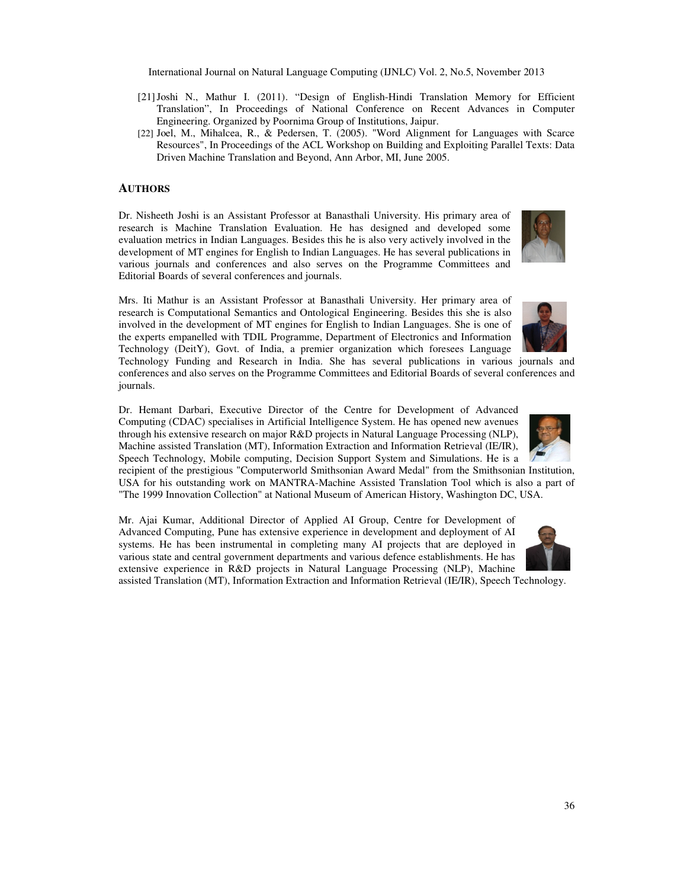[21] Joshi N., Mathur I. (2011). "Design of English-Hindi Translation Memory for Efficient Translation", In Proceedings of National Conference on Recent Advances in Computer Engineering. Organized by Poornima Group of Institutions, Jaipur.

[22] Joel, M., Mihalcea, R., & Pedersen, T. (2005). "Word Alignment for Languages with Scarce Resources", In Proceedings of the ACL Workshop on Building and Exploiting Parallel Texts: Data Driven Machine Translation and Beyond, Ann Arbor, MI, June 2005.

## AUTHORS

Dr. Nisheeth Joshi is an Assistant Professor at Banasthali University. His primary area of research is Machine Translation Evaluation. He has designed and developed some evaluation metrics in Indian Languages. Besides this he is also very actively involved in the development of MT engines for English to Indian Languages. He has several publications in various journals and conferences and also serves on the Programme Committees and Editorial Boards of several conferences and journals.

Mrs. Iti Mathur is an Assistant Professor at Banasthali University. Her primary area of research is Computational Semantics and Ontological Engineering. Besides this she is also involved in the development of MT engines for English to Indian Languages. She is one of the experts empanelled with TDIL Programme, Department of Electronics and Information Technology (DeitY), Govt. of India, a premier organization which foresees Language Technology Funding and Research in India. She has several publications in various journals and conferences and also serves on the Programme Committees and Editorial Boards of several conferences and journals.

Dr. Hemant Darbari, Executive Director of the Centre for Development of Advanced Computing (CDAC) specialises in Artificial Intelligence System. He has opened new avenues through his extensive research on major R&D projects in Natural Language Processing (NLP), Machine assisted Translation (MT), Information Extraction and Information Retrieval (IE/IR), Speech Technology, Mobile computing, Decision Support System and Simulations. He is a recipient of the prestigious "Computerworld Smithsonian Award Medal" from the Smithsonian Institution, USA for his outstanding work on MANTRA-Machine Assisted Translation Tool which is also a part of "The 1999 Innovation Collection" at National Museum of American History, Washington DC, USA.

Mr. Ajai Kumar, Additional Director of Applied AI Group, Centre for Development of Advanced Computing, Pune has extensive experience in development and deployment of AI systems. He has been instrumental in completing many AI projects that are deployed in various state and central government departments and various defence establishments. He has extensive experience in R&D projects in Natural Language Processing (NLP), Machine assisted Translation (MT), Information Extraction and Information Retrieval (IE/IR), Speech Technology.